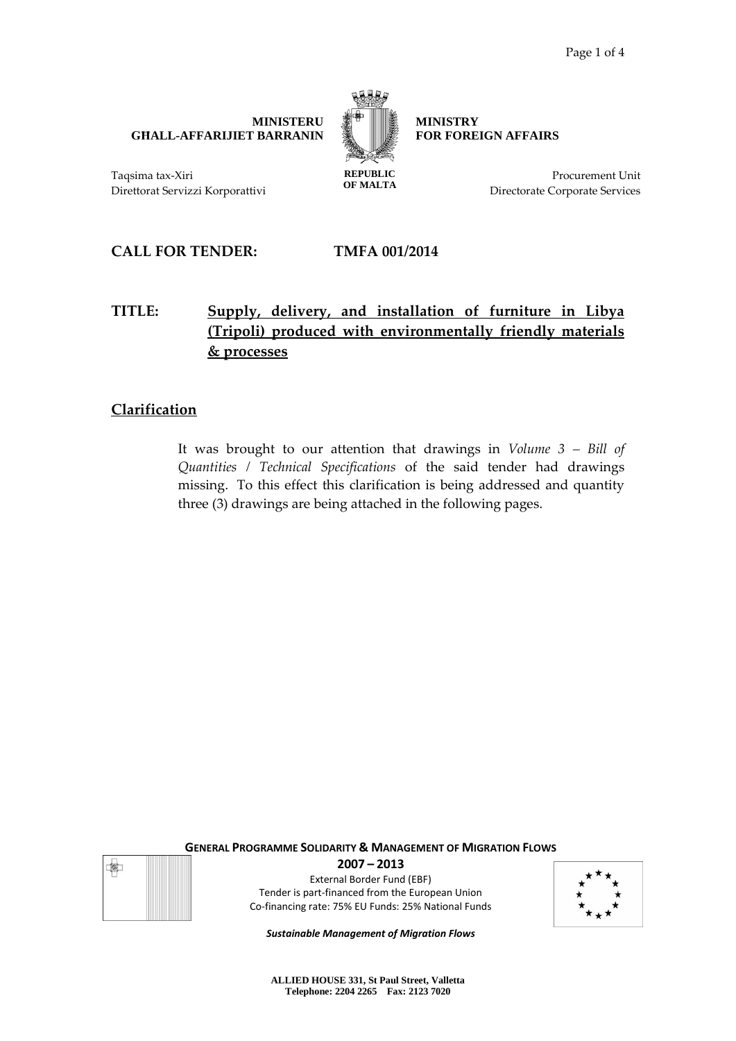**MINISTERU GĦALL-AFFARIJIET BARRANIN**

**MINISTRY FOR FOREIGN AFFAIRS**

**REPUBLIC OF MALTA**

Taqsima tax-Xiri
Direttorat Servizzi Korporattivi

Procurement Unit
Directorate Corporate Services

## CALL FOR TENDER: TMFA 001/2014

## TITLE: <u>Supply, delivery, and installation of furniture in Libya (Tripoli) produced with environmentally friendly materials & processes</u>

### <u>Clarification</u>

It was brought to our attention that drawings in *Volume 3 – Bill of Quantities / Technical Specifications* of the said tender had drawings missing. To this effect this clarification is being addressed and quantity three (3) drawings are being attached in the following pages.

**GENERAL PROGRAMME SOLIDARITY & MANAGEMENT OF MIGRATION FLOWS**

**2007 – 2013**

External Border Fund (EBF)
Tender is part-financed from the European Union
Co-financing rate: 75% EU Funds: 25% National Funds

***Sustainable Management of Migration Flows***

**ALLIED HOUSE 331, St Paul Street, Valletta**
**Telephone: 2204 2265 Fax: 2123 7020**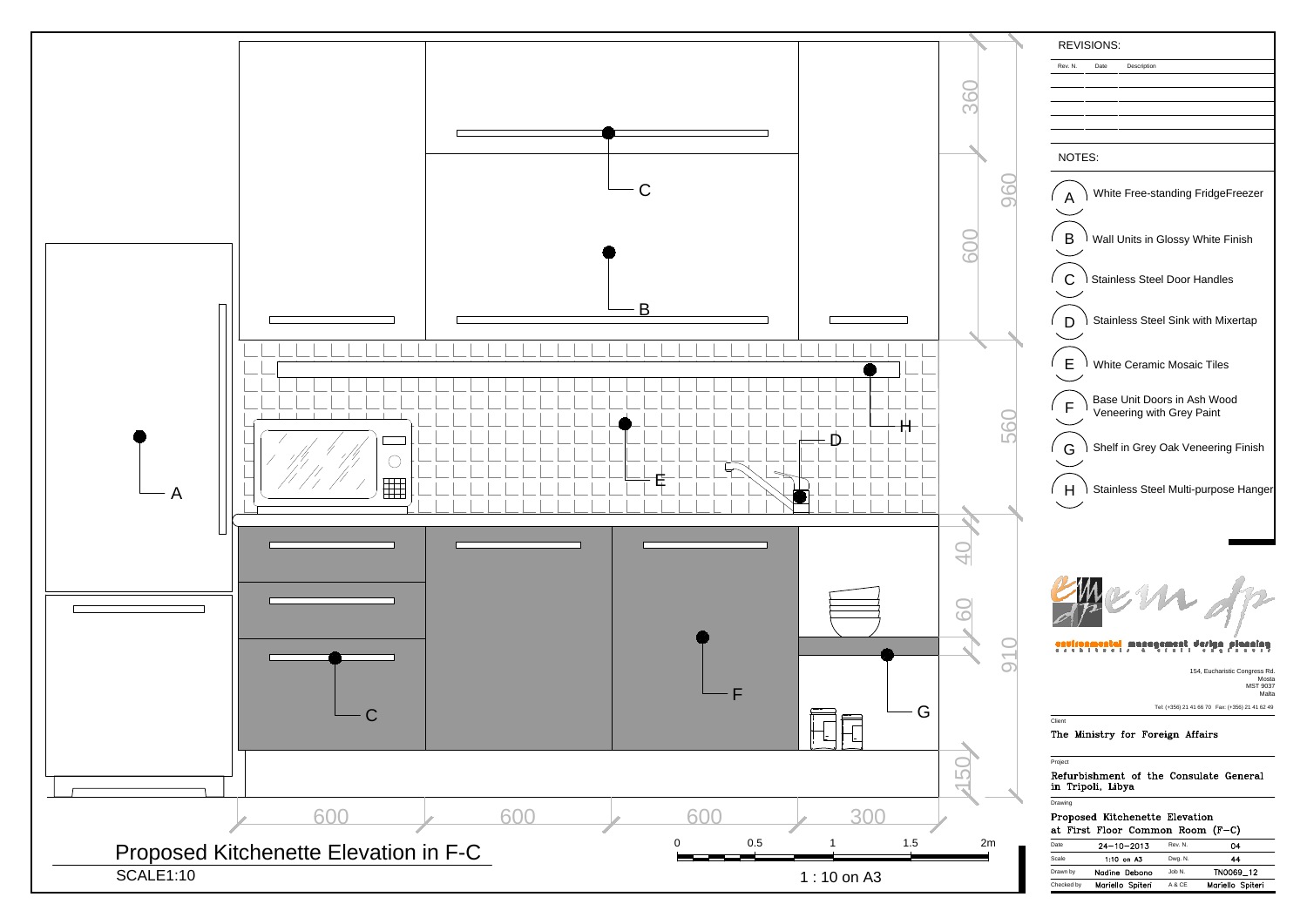REVISIONS:

| Rev. N. | Date | Description |
|---|---|---|
| | | |
| | | |
| | | |
| | | |
| | | |

NOTES:

- A — White Free-standing FridgeFreezer
- B — Wall Units in Glossy White Finish
- C — Stainless Steel Door Handles
- D — Stainless Steel Sink with Mixertap
- E — White Ceramic Mosaic Tiles
- F — Base Unit Doors in Ash Wood Veneering with Grey Paint
- G — Shelf in Grey Oak Veneering Finish
- H — Stainless Steel Multi-purpose Hanger

environmental management design planning
architects & civil engineers

154, Eucharistic Congress Rd.
Mosta
MST 9037
Malta

Tel: (+356) 21 41 66 70 Fax: (+356) 21 41 62 49

Client

The Ministry for Foreign Affairs

Project

Refurbishment of the Consulate General in Tripoli, Libya

Drawing

Proposed Kitchenette Elevation at First Floor Common Room (F-C)

| Date | 24-10-2013 | Rev. N. | 04 |
|---|---|---|---|
| Scale | 1:10 on A3 | Dwg. N. | 44 |
| Drawn by | Nadine Debono | Job N. | TN0069_12 |
| Checked by | Mariello Spiteri | A & CE | Mariello Spiteri |

# Proposed Kitchenette Elevation in F-C

SCALE1:10

0 0.5 1 1.5 2m

1 : 10 on A3

600 600 600 300

360 600 960 560 40 60 910 150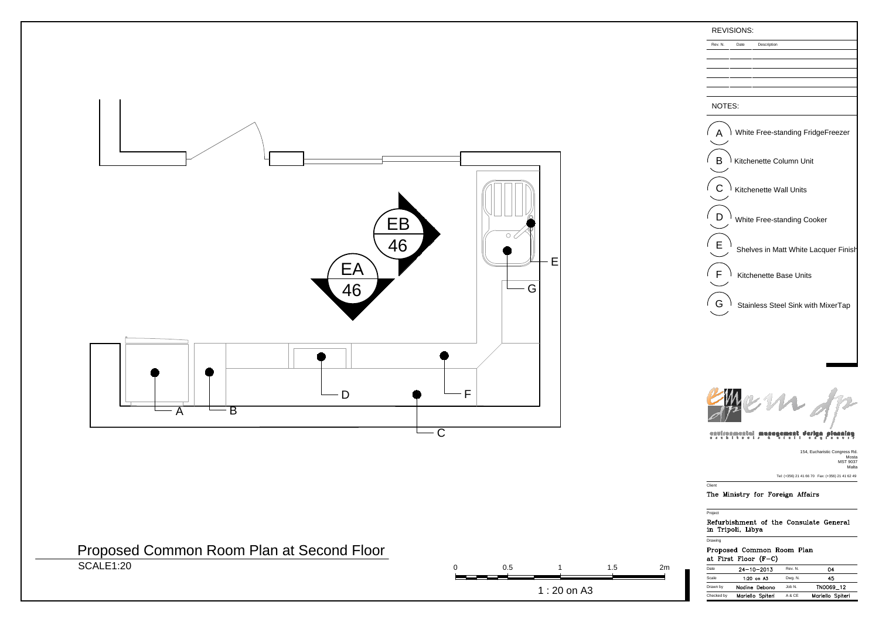REVISIONS:

| Rev. N. | Date | Description |
| --- | --- | --- |
| | | |
| | | |
| | | |
| | | |

NOTES:

- A — White Free-standing FridgeFreezer
- B — Kitchenette Column Unit
- C — Kitchenette Wall Units
- D — White Free-standing Cooker
- E — Shelves in Matt White Lacquer Finish
- F — Kitchenette Base Units
- G — Stainless Steel Sink with MixerTap

EB 46

EA 46

A B C D E F G

# Proposed Common Room Plan at Second Floor

SCALE1:20

0 0.5 1 1.5 2m

1 : 20 on A3

emdp

environmental management design planning
architects & civil engineers

154, Eucharistic Congress Rd.
Mosta
MST 9037
Malta

Tel: (+356) 21 41 66 70 Fax: (+356) 21 41 62 49

Client

The Ministry for Foreign Affairs

Project

Refurbishment of the Consulate General in Tripoli, Libya

Drawing

Proposed Common Room Plan at First Floor (F-C)

| | | | |
| --- | --- | --- | --- |
| Date | 24-10-2013 | Rev. N. | 04 |
| Scale | 1:20 on A3 | Dwg. N. | 45 |
| Drawn by | Nadine Debono | Job N. | TN0069_12 |
| Checked by | Mariello Spiteri | A & CE | Mariello Spiteri |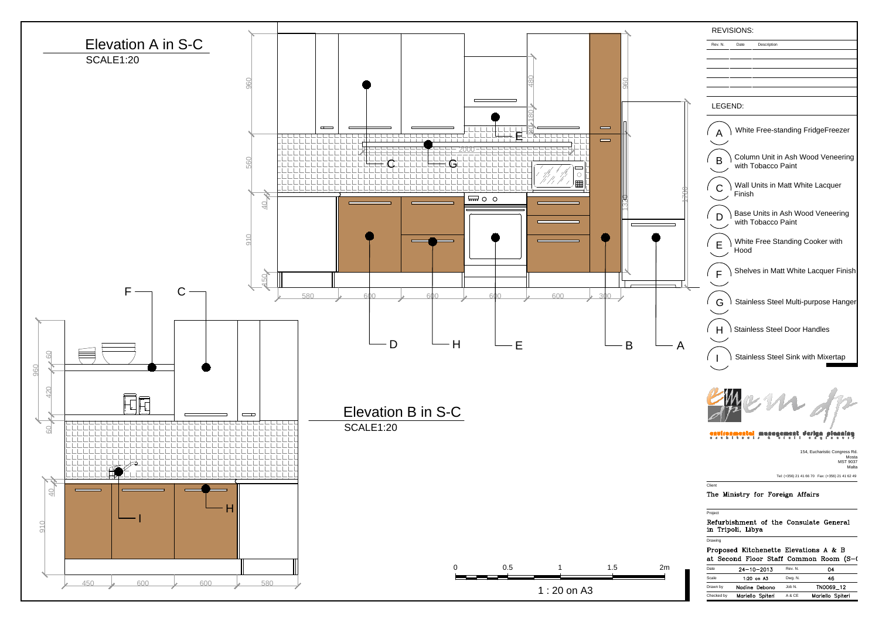## Elevation A in S-C

SCALE1:20

960
480
80 180
560
40
910
150
960
2000
1700
1318
580 600 600 600 600 300

C G E
D H E B A

F C

## Elevation B in S-C

SCALE1:20

60
960
420
60
40
910
450 600 600 580

I H

0 0.5 1 1.5 2m

1 : 20 on A3

REVISIONS:

| Rev. N. | Date | Description |
| --- | --- | --- |
| | | |
| | | |
| | | |
| | | |
| | | |

LEGEND:

- A — White Free-standing FridgeFreezer
- B — Column Unit in Ash Wood Veneering with Tobacco Paint
- C — Wall Units in Matt White Lacquer Finish
- D — Base Units in Ash Wood Veneering with Tobacco Paint
- E — White Free Standing Cooker with Hood
- F — Shelves in Matt White Lacquer Finish
- G — Stainless Steel Multi-purpose Hanger
- H — Stainless Steel Door Handles
- I — Stainless Steel Sink with Mixertap

emdp

environmental management design planning
architects & civil engineers

154, Eucharistic Congress Rd.
Mosta
MST 9037
Malta

Tel: (+356) 21 41 66 70 Fax: (+356) 21 41 62 49

Client

The Ministry for Foreign Affairs

Project

Refurbishment of the Consulate General in Tripoli, Libya

Drawing

Proposed Kitchenette Elevations A & B at Second Floor Staff Common Room (S-C

| | | | |
| --- | --- | --- | --- |
| Date | 24-10-2013 | Rev. N. | 04 |
| Scale | 1:20 on A3 | Dwg. N. | 46 |
| Drawn by | Nadine Debono | Job N. | TN0069_12 |
| Checked by | Mariello Spiteri | A & CE | Mariello Spiteri |